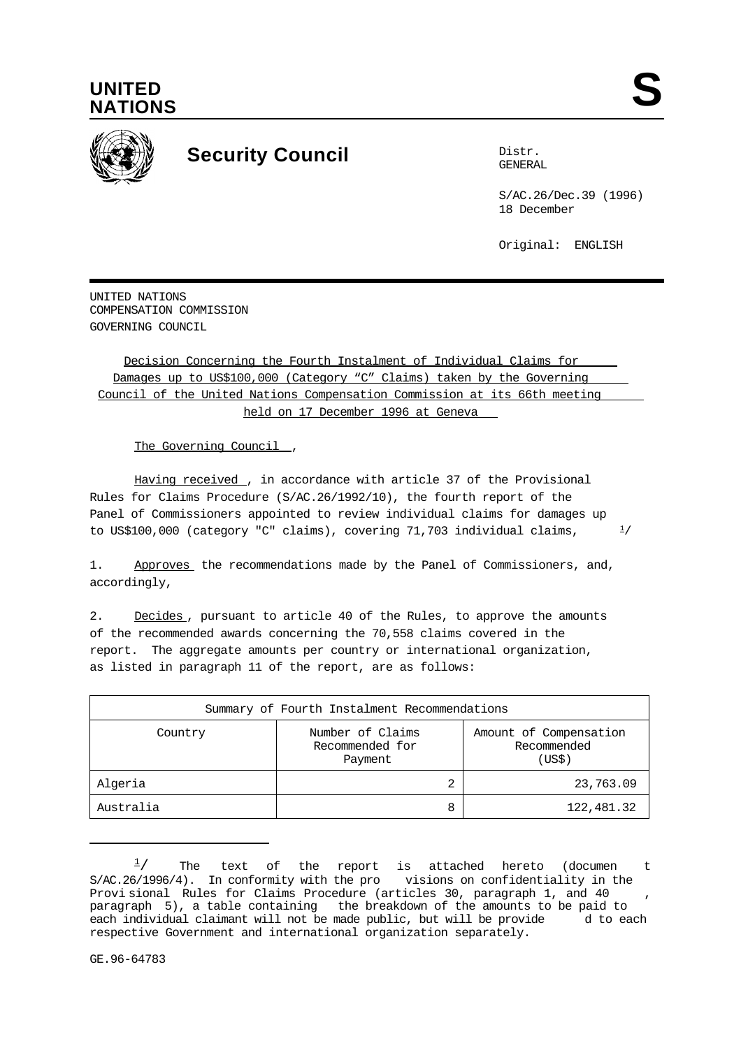UNITED NATIONS

S

# Security Council

Distr.
GENERAL

S/AC.26/Dec.39 (1996)
18 December

Original: ENGLISH

UNITED NATIONS
COMPENSATION COMMISSION
GOVERNING COUNCIL

## Decision Concerning the Fourth Instalment of Individual Claims for Damages up to US$100,000 (Category "C" Claims) taken by the Governing Council of the United Nations Compensation Commission at its 66th meeting held on 17 December 1996 at Geneva

The Governing Council,

Having received, in accordance with article 37 of the Provisional Rules for Claims Procedure (S/AC.26/1992/10), the fourth report of the Panel of Commissioners appointed to review individual claims for damages up to US$100,000 (category "C" claims), covering 71,703 individual claims, [1]/

1. Approves the recommendations made by the Panel of Commissioners, and, accordingly,

2. Decides, pursuant to article 40 of the Rules, to approve the amounts of the recommended awards concerning the 70,558 claims covered in the report. The aggregate amounts per country or international organization, as listed in paragraph 11 of the report, are as follows:

| Summary of Fourth Instalment Recommendations | | |
|---|---|---|
| Country | Number of Claims Recommended for Payment | Amount of Compensation Recommended (US$) |
| Algeria | 2 | 23,763.09 |
| Australia | 8 | 122,481.32 |

[1]/ The text of the report is attached hereto (document S/AC.26/1996/4). In conformity with the provisions on confidentiality in the Provisional Rules for Claims Procedure (articles 30, paragraph 1, and 40, paragraph 5), a table containing the breakdown of the amounts to be paid to each individual claimant will not be made public, but will be provided to each respective Government and international organization separately.

GE.96-64783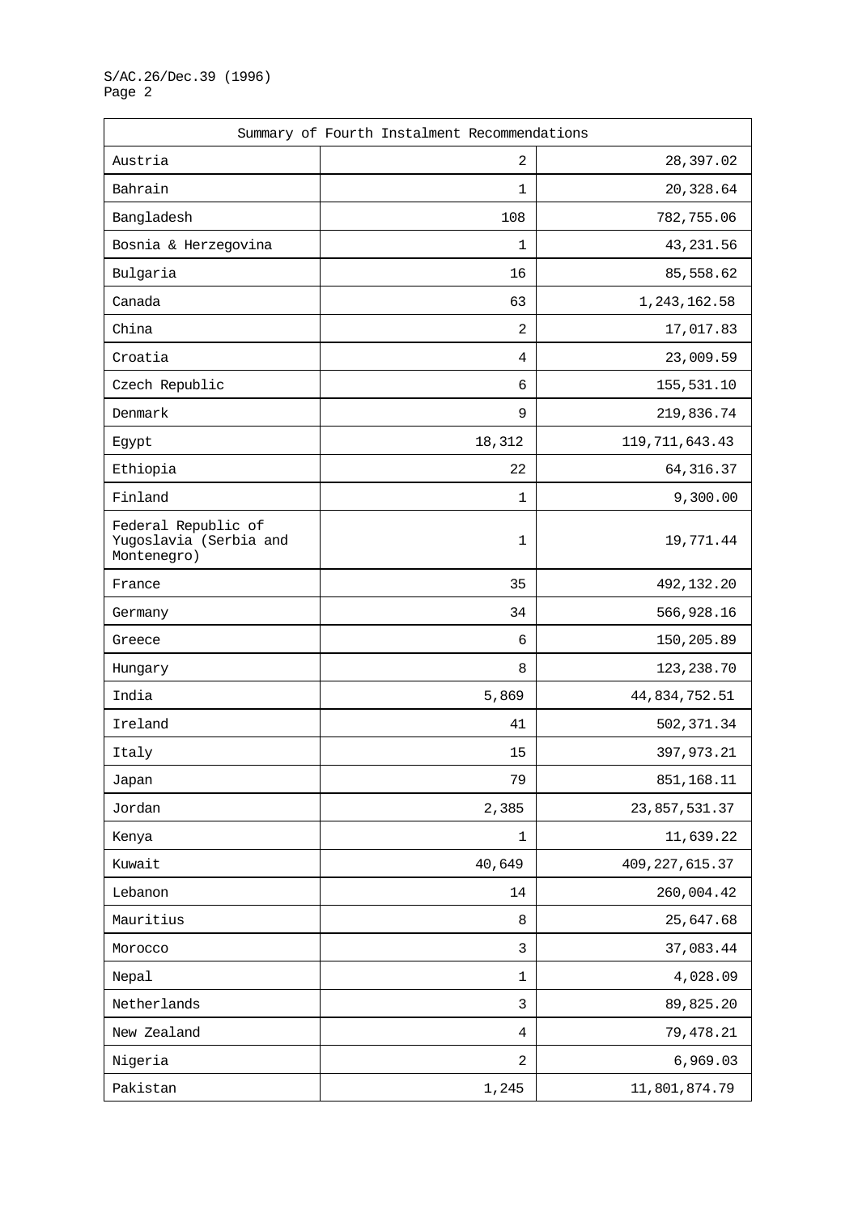| Summary of Fourth Instalment Recommendations | | |
|---|---|---|
| Austria | 2 | 28,397.02 |
| Bahrain | 1 | 20,328.64 |
| Bangladesh | 108 | 782,755.06 |
| Bosnia & Herzegovina | 1 | 43,231.56 |
| Bulgaria | 16 | 85,558.62 |
| Canada | 63 | 1,243,162.58 |
| China | 2 | 17,017.83 |
| Croatia | 4 | 23,009.59 |
| Czech Republic | 6 | 155,531.10 |
| Denmark | 9 | 219,836.74 |
| Egypt | 18,312 | 119,711,643.43 |
| Ethiopia | 22 | 64,316.37 |
| Finland | 1 | 9,300.00 |
| Federal Republic of Yugoslavia (Serbia and Montenegro) | 1 | 19,771.44 |
| France | 35 | 492,132.20 |
| Germany | 34 | 566,928.16 |
| Greece | 6 | 150,205.89 |
| Hungary | 8 | 123,238.70 |
| India | 5,869 | 44,834,752.51 |
| Ireland | 41 | 502,371.34 |
| Italy | 15 | 397,973.21 |
| Japan | 79 | 851,168.11 |
| Jordan | 2,385 | 23,857,531.37 |
| Kenya | 1 | 11,639.22 |
| Kuwait | 40,649 | 409,227,615.37 |
| Lebanon | 14 | 260,004.42 |
| Mauritius | 8 | 25,647.68 |
| Morocco | 3 | 37,083.44 |
| Nepal | 1 | 4,028.09 |
| Netherlands | 3 | 89,825.20 |
| New Zealand | 4 | 79,478.21 |
| Nigeria | 2 | 6,969.03 |
| Pakistan | 1,245 | 11,801,874.79 |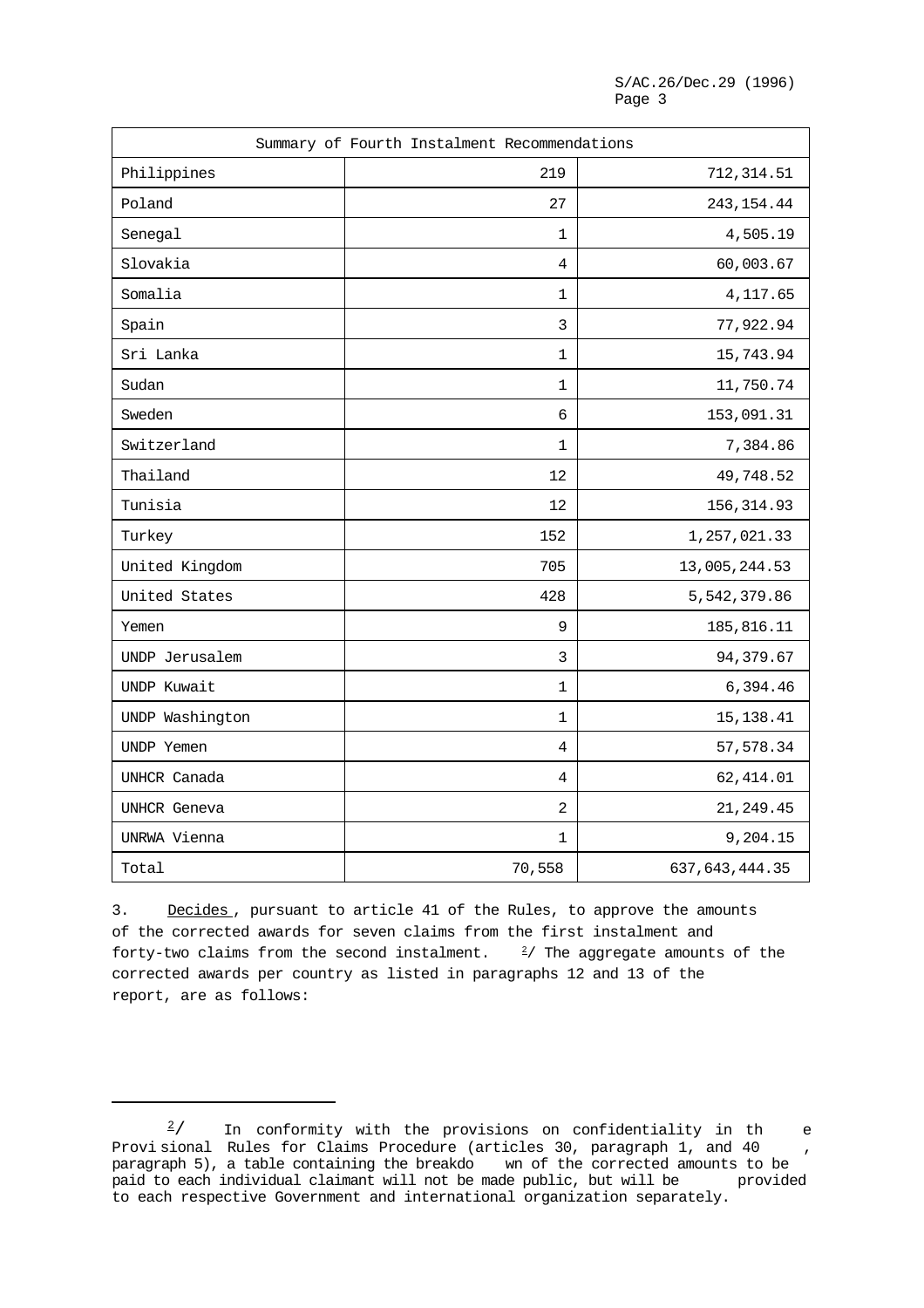| Summary of Fourth Instalment Recommendations | | |
|---|---|---|
| Philippines | 219 | 712,314.51 |
| Poland | 27 | 243,154.44 |
| Senegal | 1 | 4,505.19 |
| Slovakia | 4 | 60,003.67 |
| Somalia | 1 | 4,117.65 |
| Spain | 3 | 77,922.94 |
| Sri Lanka | 1 | 15,743.94 |
| Sudan | 1 | 11,750.74 |
| Sweden | 6 | 153,091.31 |
| Switzerland | 1 | 7,384.86 |
| Thailand | 12 | 49,748.52 |
| Tunisia | 12 | 156,314.93 |
| Turkey | 152 | 1,257,021.33 |
| United Kingdom | 705 | 13,005,244.53 |
| United States | 428 | 5,542,379.86 |
| Yemen | 9 | 185,816.11 |
| UNDP Jerusalem | 3 | 94,379.67 |
| UNDP Kuwait | 1 | 6,394.46 |
| UNDP Washington | 1 | 15,138.41 |
| UNDP Yemen | 4 | 57,578.34 |
| UNHCR Canada | 4 | 62,414.01 |
| UNHCR Geneva | 2 | 21,249.45 |
| UNRWA Vienna | 1 | 9,204.15 |
| Total | 70,558 | 637,643,444.35 |

3. Decides, pursuant to article 41 of the Rules, to approve the amounts of the corrected awards for seven claims from the first instalment and forty-two claims from the second instalment. [2]/ The aggregate amounts of the corrected awards per country as listed in paragraphs 12 and 13 of the report, are as follows:

---

[2]/ In conformity with the provisions on confidentiality in the Provisional Rules for Claims Procedure (articles 30, paragraph 1, and 40, paragraph 5), a table containing the breakdown of the corrected amounts to be paid to each individual claimant will not be made public, but will be provided to each respective Government and international organization separately.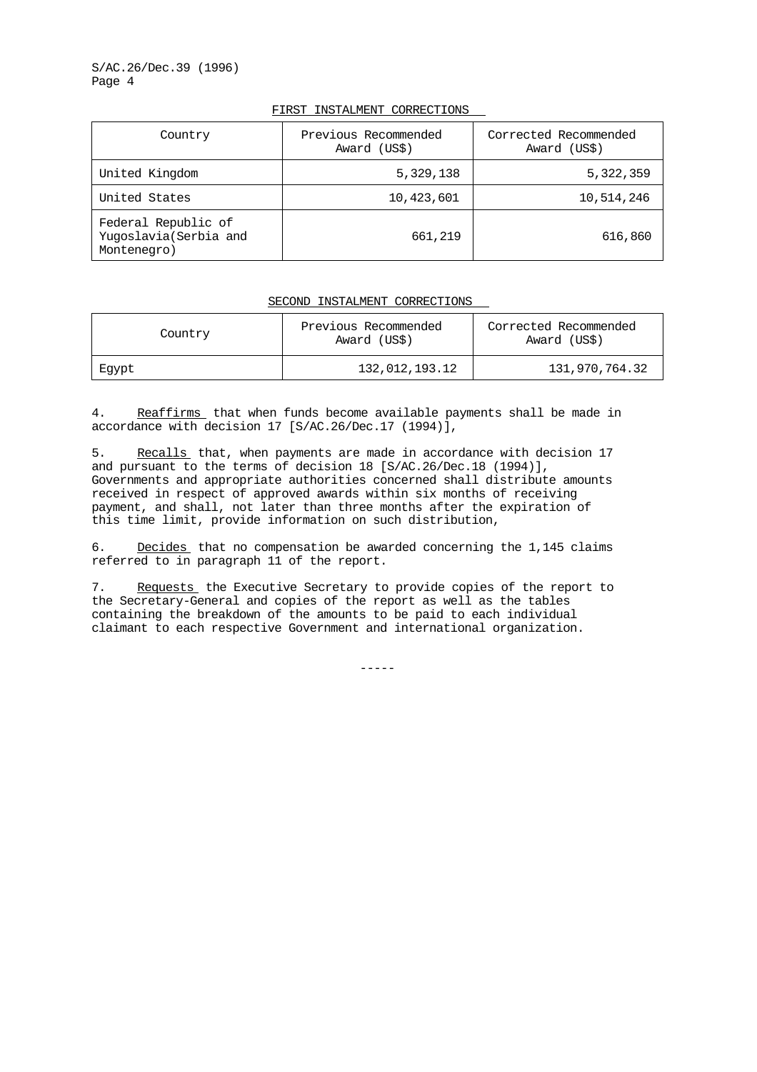FIRST INSTALMENT CORRECTIONS

| Country | Previous Recommended Award (US$) | Corrected Recommended Award (US$) |
|---|---|---|
| United Kingdom | 5,329,138 | 5,322,359 |
| United States | 10,423,601 | 10,514,246 |
| Federal Republic of Yugoslavia(Serbia and Montenegro) | 661,219 | 616,860 |

SECOND INSTALMENT CORRECTIONS

| Country | Previous Recommended Award (US$) | Corrected Recommended Award (US$) |
|---|---|---|
| Egypt | 132,012,193.12 | 131,970,764.32 |

4. Reaffirms that when funds become available payments shall be made in accordance with decision 17 [S/AC.26/Dec.17 (1994)],

5. Recalls that, when payments are made in accordance with decision 17 and pursuant to the terms of decision 18 [S/AC.26/Dec.18 (1994)], Governments and appropriate authorities concerned shall distribute amounts received in respect of approved awards within six months of receiving payment, and shall, not later than three months after the expiration of this time limit, provide information on such distribution,

6. Decides that no compensation be awarded concerning the 1,145 claims referred to in paragraph 11 of the report.

7. Requests the Executive Secretary to provide copies of the report to the Secretary-General and copies of the report as well as the tables containing the breakdown of the amounts to be paid to each individual claimant to each respective Government and international organization.

-----